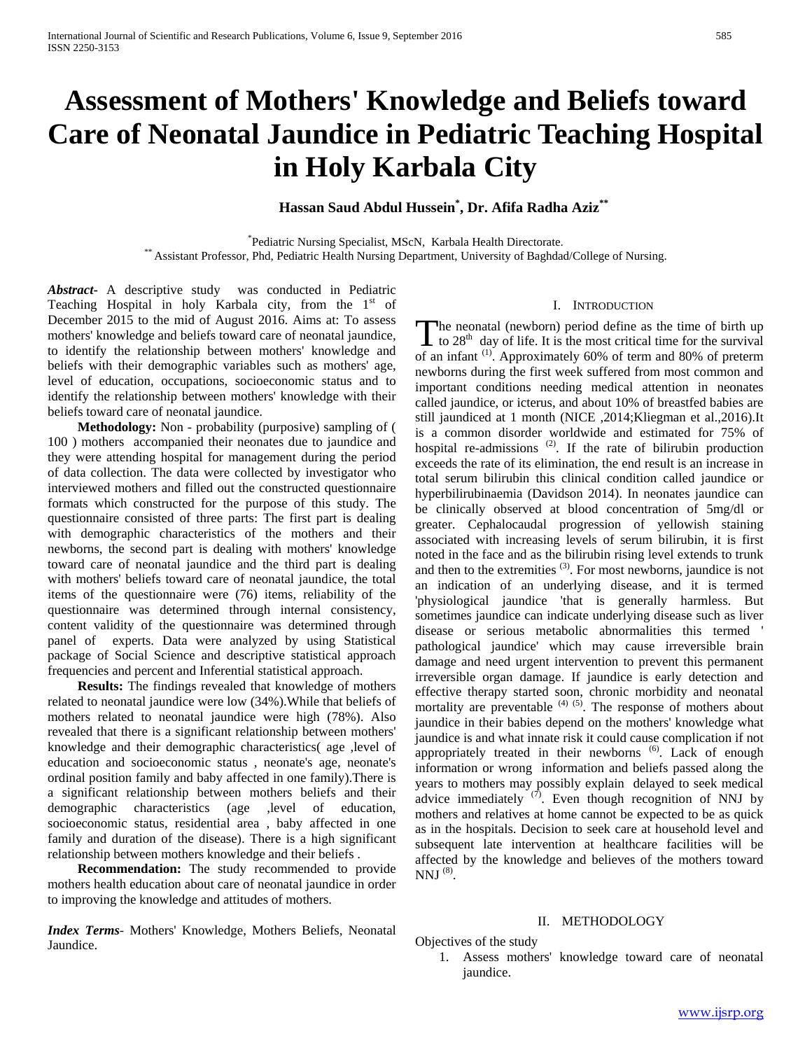# Assessment of Mothers' Knowledge and Beliefs toward Care of Neonatal Jaundice in Pediatric Teaching Hospital in Holy Karbala City

**Hassan Saud Abdul Hussein[*], Dr. Afifa Radha Aziz[**]**

[*] Pediatric Nursing Specialist, MScN, Karbala Health Directorate.
[**] Assistant Professor, Phd, Pediatric Health Nursing Department, University of Baghdad/College of Nursing.

***Abstract-*** A descriptive study was conducted in Pediatric Teaching Hospital in holy Karbala city, from the 1st of December 2015 to the mid of August 2016. Aims at: To assess mothers' knowledge and beliefs toward care of neonatal jaundice, to identify the relationship between mothers' knowledge and beliefs with their demographic variables such as mothers' age, level of education, occupations, socioeconomic status and to identify the relationship between mothers' knowledge with their beliefs toward care of neonatal jaundice.

**Methodology:** Non - probability (purposive) sampling of ( 100 ) mothers accompanied their neonates due to jaundice and they were attending hospital for management during the period of data collection. The data were collected by investigator who interviewed mothers and filled out the constructed questionnaire formats which constructed for the purpose of this study. The questionnaire consisted of three parts: The first part is dealing with demographic characteristics of the mothers and their newborns, the second part is dealing with mothers' knowledge toward care of neonatal jaundice and the third part is dealing with mothers' beliefs toward care of neonatal jaundice, the total items of the questionnaire were (76) items, reliability of the questionnaire was determined through internal consistency, content validity of the questionnaire was determined through panel of experts. Data were analyzed by using Statistical package of Social Science and descriptive statistical approach frequencies and percent and Inferential statistical approach.

**Results:** The findings revealed that knowledge of mothers related to neonatal jaundice were low (34%).While that beliefs of mothers related to neonatal jaundice were high (78%). Also revealed that there is a significant relationship between mothers' knowledge and their demographic characteristics( age ,level of education and socioeconomic status , neonate's age, neonate's ordinal position family and baby affected in one family).There is a significant relationship between mothers beliefs and their demographic characteristics (age ,level of education, socioeconomic status, residential area , baby affected in one family and duration of the disease). There is a high significant relationship between mothers knowledge and their beliefs .

**Recommendation:** The study recommended to provide mothers health education about care of neonatal jaundice in order to improving the knowledge and attitudes of mothers.

***Index Terms*-** Mothers' Knowledge, Mothers Beliefs, Neonatal Jaundice.

## I. Introduction

The neonatal (newborn) period define as the time of birth up to 28th day of life. It is the most critical time for the survival of an infant [1]. Approximately 60% of term and 80% of preterm newborns during the first week suffered from most common and important conditions needing medical attention in neonates called jaundice, or icterus, and about 10% of breastfed babies are still jaundiced at 1 month (NICE ,2014;Kliegman et al.,2016).It is a common disorder worldwide and estimated for 75% of hospital re-admissions [2]. If the rate of bilirubin production exceeds the rate of its elimination, the end result is an increase in total serum bilirubin this clinical condition called jaundice or hyperbilirubinaemia (Davidson 2014). In neonates jaundice can be clinically observed at blood concentration of 5mg/dl or greater. Cephalocaudal progression of yellowish staining associated with increasing levels of serum bilirubin, it is first noted in the face and as the bilirubin rising level extends to trunk and then to the extremities [3]. For most newborns, jaundice is not an indication of an underlying disease, and it is termed 'physiological jaundice 'that is generally harmless. But sometimes jaundice can indicate underlying disease such as liver disease or serious metabolic abnormalities this termed ' pathological jaundice' which may cause irreversible brain damage and need urgent intervention to prevent this permanent irreversible organ damage. If jaundice is early detection and effective therapy started soon, chronic morbidity and neonatal mortality are preventable [4] [5]. The response of mothers about jaundice in their babies depend on the mothers' knowledge what jaundice is and what innate risk it could cause complication if not appropriately treated in their newborns [6]. Lack of enough information or wrong information and beliefs passed along the years to mothers may possibly explain delayed to seek medical advice immediately [7]. Even though recognition of NNJ by mothers and relatives at home cannot be expected to be as quick as in the hospitals. Decision to seek care at household level and subsequent late intervention at healthcare facilities will be affected by the knowledge and believes of the mothers toward NNJ [8].

## II. Methodology

Objectives of the study

1. Assess mothers' knowledge toward care of neonatal jaundice.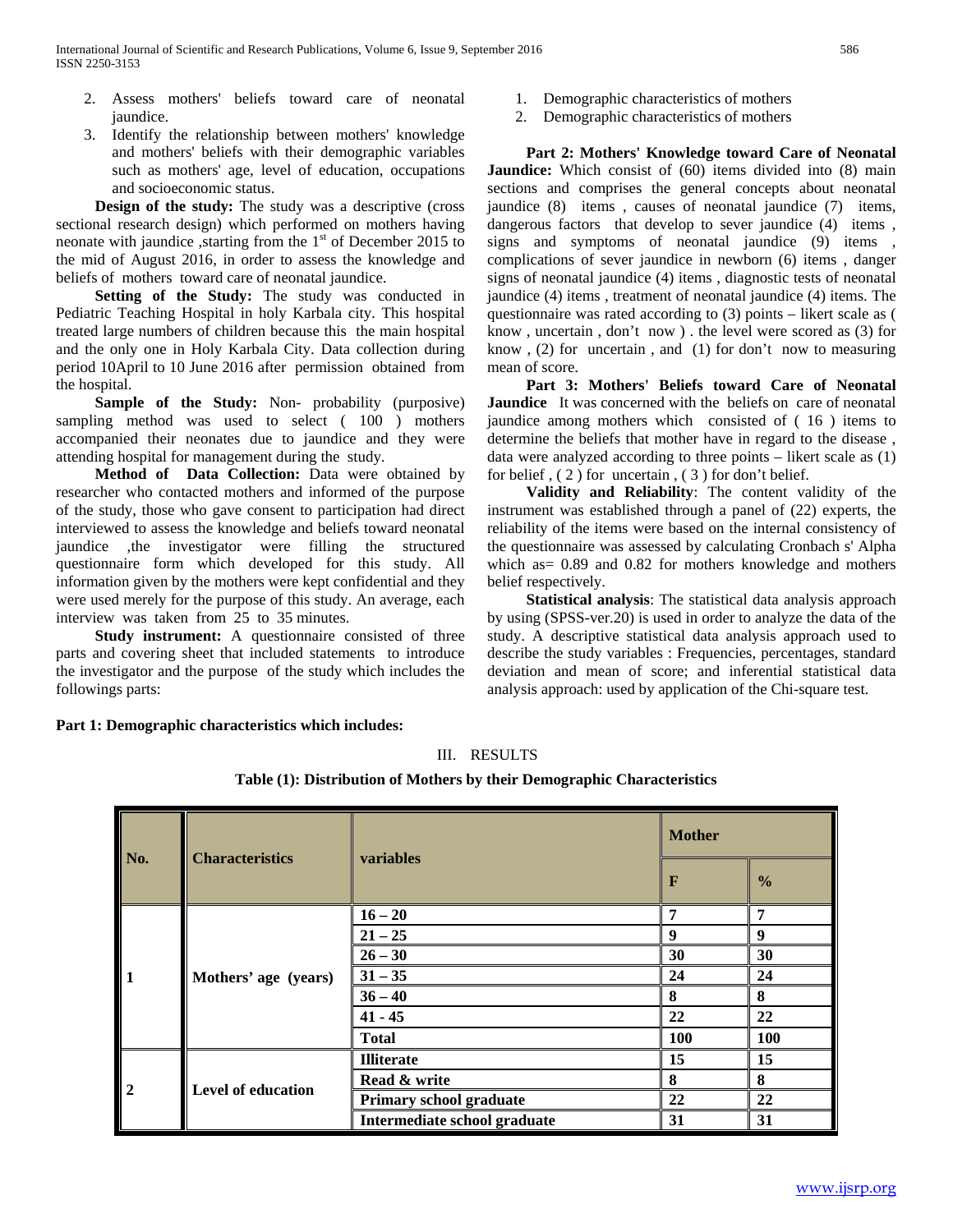2. Assess mothers' beliefs toward care of neonatal jaundice.
3. Identify the relationship between mothers' knowledge and mothers' beliefs with their demographic variables such as mothers' age, level of education, occupations and socioeconomic status.

**Design of the study:** The study was a descriptive (cross sectional research design) which performed on mothers having neonate with jaundice ,starting from the 1st of December 2015 to the mid of August 2016, in order to assess the knowledge and beliefs of mothers toward care of neonatal jaundice.

**Setting of the Study:** The study was conducted in Pediatric Teaching Hospital in holy Karbala city. This hospital treated large numbers of children because this the main hospital and the only one in Holy Karbala City. Data collection during period 10April to 10 June 2016 after permission obtained from the hospital.

**Sample of the Study:** Non- probability (purposive) sampling method was used to select ( 100 ) mothers accompanied their neonates due to jaundice and they were attending hospital for management during the study.

**Method of Data Collection:** Data were obtained by researcher who contacted mothers and informed of the purpose of the study, those who gave consent to participation had direct interviewed to assess the knowledge and beliefs toward neonatal jaundice ,the investigator were filling the structured questionnaire form which developed for this study. All information given by the mothers were kept confidential and they were used merely for the purpose of this study. An average, each interview was taken from 25 to 35 minutes.

**Study instrument:** A questionnaire consisted of three parts and covering sheet that included statements to introduce the investigator and the purpose of the study which includes the followings parts:

**Part 1: Demographic characteristics which includes:**

1. Demographic characteristics of mothers
2. Demographic characteristics of mothers

**Part 2: Mothers' Knowledge toward Care of Neonatal Jaundice:** Which consist of (60) items divided into (8) main sections and comprises the general concepts about neonatal jaundice (8) items , causes of neonatal jaundice (7) items, dangerous factors that develop to sever jaundice (4) items , signs and symptoms of neonatal jaundice (9) items , complications of sever jaundice in newborn (6) items , danger signs of neonatal jaundice (4) items , diagnostic tests of neonatal jaundice (4) items , treatment of neonatal jaundice (4) items. The questionnaire was rated according to (3) points – likert scale as ( know , uncertain , don't now ) . the level were scored as (3) for know , (2) for uncertain , and (1) for don't now to measuring mean of score.

**Part 3: Mothers' Beliefs toward Care of Neonatal Jaundice** It was concerned with the beliefs on care of neonatal jaundice among mothers which consisted of ( 16 ) items to determine the beliefs that mother have in regard to the disease , data were analyzed according to three points – likert scale as (1) for belief , ( 2 ) for uncertain , ( 3 ) for don't belief.

**Validity and Reliability**: The content validity of the instrument was established through a panel of (22) experts, the reliability of the items were based on the internal consistency of the questionnaire was assessed by calculating Cronbach s' Alpha which as= 0.89 and 0.82 for mothers knowledge and mothers belief respectively.

**Statistical analysis**: The statistical data analysis approach by using (SPSS-ver.20) is used in order to analyze the data of the study. A descriptive statistical data analysis approach used to describe the study variables : Frequencies, percentages, standard deviation and mean of score; and inferential statistical data analysis approach: used by application of the Chi-square test.

## III. RESULTS

**Table (1): Distribution of Mothers by their Demographic Characteristics**

| No. | Characteristics | variables | Mother | |
|---|---|---|---|---|
| | | | F | % |
| 1 | Mothers' age (years) | 16 – 20 | 7 | 7 |
| | | 21 – 25 | 9 | 9 |
| | | 26 – 30 | 30 | 30 |
| | | 31 – 35 | 24 | 24 |
| | | 36 – 40 | 8 | 8 |
| | | 41 - 45 | 22 | 22 |
| | | Total | 100 | 100 |
| 2 | Level of education | Illiterate | 15 | 15 |
| | | Read & write | 8 | 8 |
| | | Primary school graduate | 22 | 22 |
| | | Intermediate school graduate | 31 | 31 |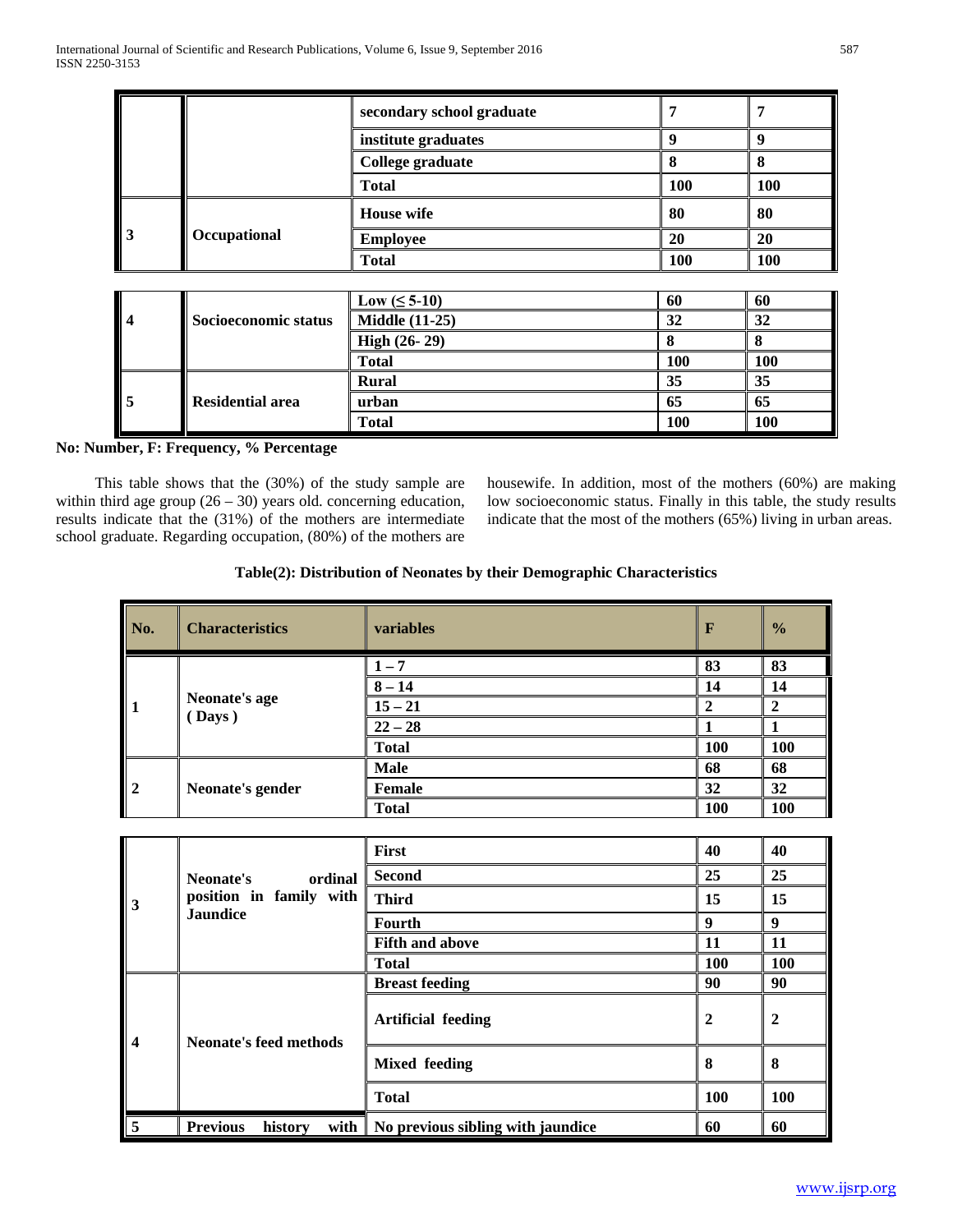| No. | Characteristics | variables | F | % |
|---|---|---|---|---|
| | | secondary school graduate | 7 | 7 |
| | | institute graduates | 9 | 9 |
| | | College graduate | 8 | 8 |
| | | Total | 100 | 100 |
| 3 | Occupational | House wife | 80 | 80 |
| | | Employee | 20 | 20 |
| | | Total | 100 | 100 |
| 4 | Socioeconomic status | Low (≤ 5-10) | 60 | 60 |
| | | Middle (11-25) | 32 | 32 |
| | | High (26- 29) | 8 | 8 |
| | | Total | 100 | 100 |
| 5 | Residential area | Rural | 35 | 35 |
| | | urban | 65 | 65 |
| | | Total | 100 | 100 |

**No: Number, F: Frequency, % Percentage**

This table shows that the (30%) of the study sample are within third age group (26 – 30) years old. concerning education, results indicate that the (31%) of the mothers are intermediate school graduate. Regarding occupation, (80%) of the mothers are housewife. In addition, most of the mothers (60%) are making low socioeconomic status. Finally in this table, the study results indicate that the most of the mothers (65%) living in urban areas.

**Table(2): Distribution of Neonates by their Demographic Characteristics**

| No. | Characteristics | variables | F | % |
|---|---|---|---|---|
| 1 | Neonate's age ( Days ) | 1 – 7 | 83 | 83 |
| | | 8 – 14 | 14 | 14 |
| | | 15 – 21 | 2 | 2 |
| | | 22 – 28 | 1 | 1 |
| | | Total | 100 | 100 |
| 2 | Neonate's gender | Male | 68 | 68 |
| | | Female | 32 | 32 |
| | | Total | 100 | 100 |
| 3 | Neonate's ordinal position in family with Jaundice | First | 40 | 40 |
| | | Second | 25 | 25 |
| | | Third | 15 | 15 |
| | | Fourth | 9 | 9 |
| | | Fifth and above | 11 | 11 |
| | | Total | 100 | 100 |
| 4 | Neonate's feed methods | Breast feeding | 90 | 90 |
| | | Artificial feeding | 2 | 2 |
| | | Mixed feeding | 8 | 8 |
| | | Total | 100 | 100 |
| 5 | Previous history with | No previous sibling with jaundice | 60 | 60 |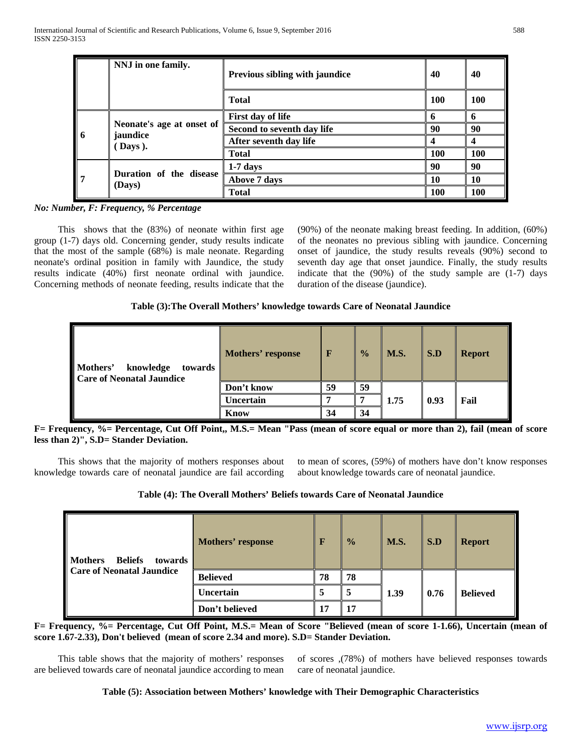| | NNJ in one family. | Previous sibling with jaundice | 40 | 40 |
|---|---|---|---|---|
| | | **Total** | **100** | **100** |
| **6** | **Neonate's age at onset of jaundice ( Days ).** | **First day of life** | **6** | **6** |
| | | **Second to seventh day life** | **90** | **90** |
| | | **After seventh day life** | **4** | **4** |
| | | **Total** | **100** | **100** |
| **7** | **Duration of the disease (Days)** | **1-7 days** | **90** | **90** |
| | | **Above 7 days** | **10** | **10** |
| | | **Total** | **100** | **100** |

***No: Number, F: Frequency, % Percentage***

This shows that the (83%) of neonate within first age group (1-7) days old. Concerning gender, study results indicate that the most of the sample (68%) is male neonate. Regarding neonate's ordinal position in family with Jaundice, the study results indicate (40%) first neonate ordinal with jaundice. Concerning methods of neonate feeding, results indicate that the (90%) of the neonate making breast feeding. In addition, (60%) of the neonates no previous sibling with jaundice. Concerning onset of jaundice, the study results reveals (90%) second to seventh day age that onset jaundice. Finally, the study results indicate that the (90%) of the study sample are (1-7) days duration of the disease (jaundice).

**Table (3):The Overall Mothers' knowledge towards Care of Neonatal Jaundice**

| Mothers' knowledge towards Care of Neonatal Jaundice | Mothers' response | F | % | M.S. | S.D | Report |
|---|---|---|---|---|---|---|
| | Don't know | 59 | 59 | 1.75 | 0.93 | Fail |
| | Uncertain | 7 | 7 | | | |
| | Know | 34 | 34 | | | |

**F= Frequency, %= Percentage, Cut Off Point,, M.S.= Mean "Pass (mean of score equal or more than 2), fail (mean of score less than 2)", S.D= Stander Deviation.**

This shows that the majority of mothers responses about knowledge towards care of neonatal jaundice are fail according to mean of scores, (59%) of mothers have don't know responses about knowledge towards care of neonatal jaundice.

**Table (4): The Overall Mothers' Beliefs towards Care of Neonatal Jaundice**

| Mothers Beliefs towards Care of Neonatal Jaundice | Mothers' response | F | % | M.S. | S.D | Report |
|---|---|---|---|---|---|---|
| | Believed | 78 | 78 | 1.39 | 0.76 | Believed |
| | Uncertain | 5 | 5 | | | |
| | Don't believed | 17 | 17 | | | |

**F= Frequency, %= Percentage, Cut Off Point, M.S.= Mean of Score "Believed (mean of score 1-1.66), Uncertain (mean of score 1.67-2.33), Don't believed (mean of score 2.34 and more). S.D= Stander Deviation.**

This table shows that the majority of mothers' responses are believed towards care of neonatal jaundice according to mean of scores ,(78%) of mothers have believed responses towards care of neonatal jaundice.

**Table (5): Association between Mothers' knowledge with Their Demographic Characteristics**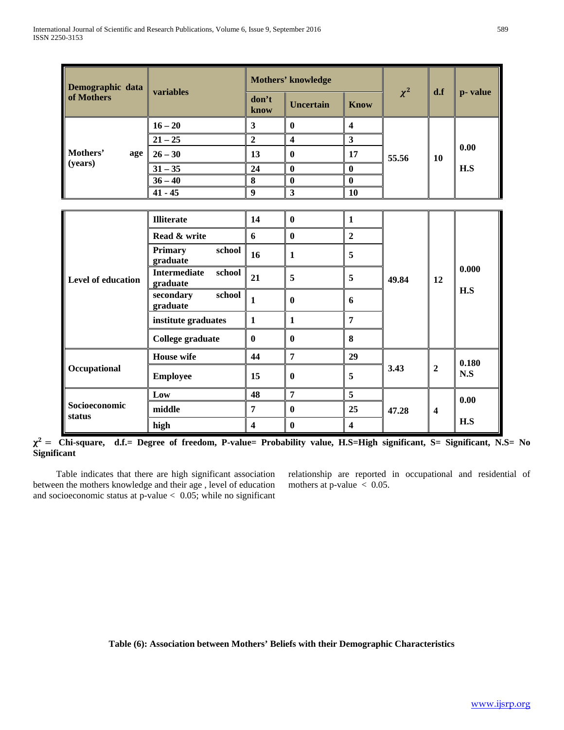| Demographic data of Mothers | variables | Mothers' knowledge | | | $\chi^2$ | d.f | p- value |
|---|---|---|---|---|---|---|---|
| | | don't know | Uncertain | Know | | | |
| Mothers' age (years) | 16 – 20 | 3 | 0 | 4 | 55.56 | 10 | 0.00 H.S |
| | 21 – 25 | 2 | 4 | 3 | | | |
| | 26 – 30 | 13 | 0 | 17 | | | |
| | 31 – 35 | 24 | 0 | 0 | | | |
| | 36 – 40 | 8 | 0 | 0 | | | |
| | 41 - 45 | 9 | 3 | 10 | | | |
| Level of education | Illiterate | 14 | 0 | 1 | 49.84 | 12 | 0.000 H.S |
| | Read & write | 6 | 0 | 2 | | | |
| | Primary school graduate | 16 | 1 | 5 | | | |
| | Intermediate school graduate | 21 | 5 | 5 | | | |
| | secondary school graduate | 1 | 0 | 6 | | | |
| | institute graduates | 1 | 1 | 7 | | | |
| | College graduate | 0 | 0 | 8 | | | |
| Occupational | House wife | 44 | 7 | 29 | 3.43 | 2 | 0.180 N.S |
| | Employee | 15 | 0 | 5 | | | |
| Socioeconomic status | Low | 48 | 7 | 5 | 47.28 | 4 | 0.00 H.S |
| | middle | 7 | 0 | 25 | | | |
| | high | 4 | 0 | 4 | | | |

**$\chi^2$ = Chi-square, d.f.= Degree of freedom, P-value= Probability value, H.S=High significant, S= Significant, N.S= No Significant**

Table indicates that there are high significant association between the mothers knowledge and their age , level of education and socioeconomic status at p-value $< 0.05$; while no significant relationship are reported in occupational and residential of mothers at p-value $< 0.05$.

**Table (6): Association between Mothers' Beliefs with their Demographic Characteristics**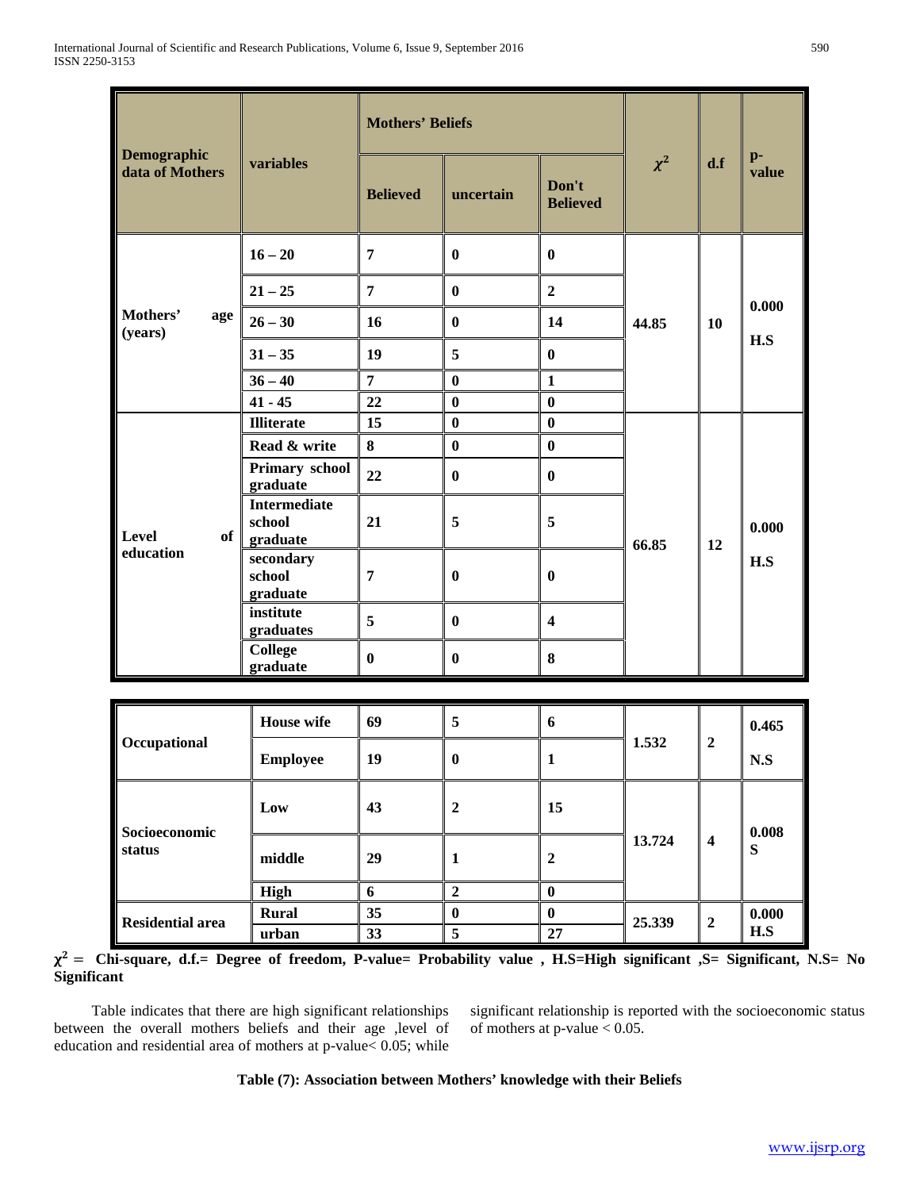| Demographic data of Mothers | variables | Mothers' Beliefs | | | $\chi^2$ | d.f | p-value |
|---|---|---|---|---|---|---|---|
| | | Believed | uncertain | Don't Believed | | | |
| Mothers' age (years) | 16 – 20 | 7 | 0 | 0 | 44.85 | 10 | 0.000 H.S |
| | 21 – 25 | 7 | 0 | 2 | | | |
| | 26 – 30 | 16 | 0 | 14 | | | |
| | 31 – 35 | 19 | 5 | 0 | | | |
| | 36 – 40 | 7 | 0 | 1 | | | |
| | 41 - 45 | 22 | 0 | 0 | | | |
| Level of education | Illiterate | 15 | 0 | 0 | 66.85 | 12 | 0.000 H.S |
| | Read & write | 8 | 0 | 0 | | | |
| | Primary school graduate | 22 | 0 | 0 | | | |
| | Intermediate school graduate | 21 | 5 | 5 | | | |
| | secondary school graduate | 7 | 0 | 0 | | | |
| | institute graduates | 5 | 0 | 4 | | | |
| | College graduate | 0 | 0 | 8 | | | |
| Occupational | House wife | 69 | 5 | 6 | 1.532 | 2 | 0.465 N.S |
| | Employee | 19 | 0 | 1 | | | |
| Socioeconomic status | Low | 43 | 2 | 15 | 13.724 | 4 | 0.008 S |
| | middle | 29 | 1 | 2 | | | |
| | High | 6 | 2 | 0 | | | |
| Residential area | Rural | 35 | 0 | 0 | 25.339 | 2 | 0.000 H.S |
| | urban | 33 | 5 | 27 | | | |

**$\chi^2$ = Chi-square, d.f.= Degree of freedom, P-value= Probability value , H.S=High significant ,S= Significant, N.S= No Significant**

Table indicates that there are high significant relationships between the overall mothers beliefs and their age ,level of education and residential area of mothers at p-value< 0.05; while significant relationship is reported with the socioeconomic status of mothers at p-value < 0.05.

**Table (7): Association between Mothers' knowledge with their Beliefs**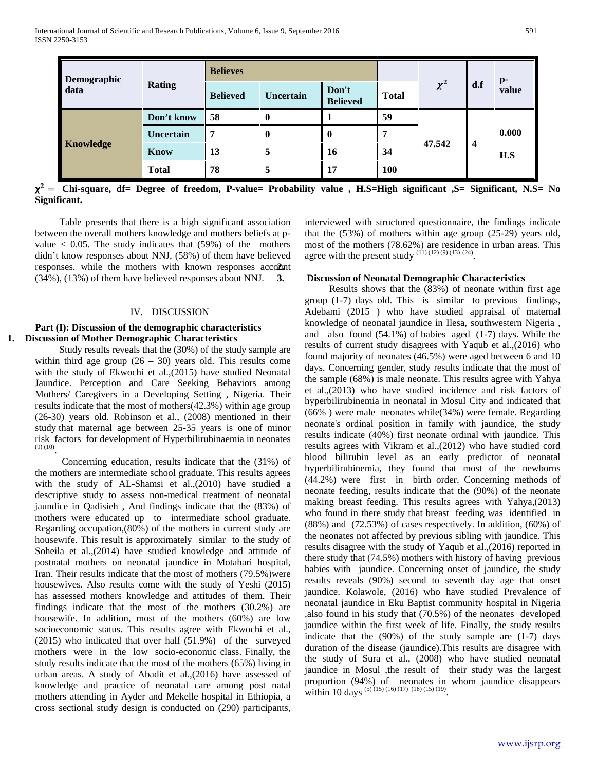| Demographic data | Rating | Believes | | | Total | $\chi^2$ | d.f | p-value |
|---|---|---|---|---|---|---|---|---|
| | | Believed | Uncertain | Don't Believed | | | | |
| Knowledge | Don't know | 58 | 0 | 1 | 59 | 47.542 | 4 | 0.000 H.S |
| | Uncertain | 7 | 0 | 0 | 7 | | | |
| | Know | 13 | 5 | 16 | 34 | | | |
| | Total | 78 | 5 | 17 | 100 | | | |

**$\chi^2$ = Chi-square, df= Degree of freedom, P-value= Probability value , H.S=High significant ,S= Significant, N.S= No Significant.**

Table presents that there is a high significant association between the overall mothers knowledge and mothers beliefs at p-value < 0.05. The study indicates that (59%) of the mothers didn't know responses about NNJ, (58%) of them have believed responses. while the mothers with known responses account (34%), (13%) of them have believed responses about NNJ.

## IV. DISCUSSION

### Part (I): Discussion of the demographic characteristics

#### 1. Discussion of Mother Demographic Characteristics

Study results reveals that the (30%) of the study sample are within third age group (26 – 30) years old. This results come with the study of Ekwochi et al.,(2015) have studied Neonatal Jaundice. Perception and Care Seeking Behaviors among Mothers/ Caregivers in a Developing Setting , Nigeria. Their results indicate that the most of mothers(42.3%) within age group (26-30) years old. Robinson et al., (2008) mentioned in their study that maternal age between 25-35 years is one of minor risk factors for development of Hyperbilirubinaemia in neonates [9] [10].

Concerning education, results indicate that the (31%) of the mothers are intermediate school graduate. This results agrees with the study of AL-Shamsi et al.,(2010) have studied a descriptive study to assess non-medical treatment of neonatal jaundice in Qadisieh , And findings indicate that the (83%) of mothers were educated up to intermediate school graduate. Regarding occupation,(80%) of the mothers in current study are housewife. This result is approximately similar to the study of Soheila et al.,(2014) have studied knowledge and attitude of postnatal mothers on neonatal jaundice in Motahari hospital, Iran. Their results indicate that the most of mothers (79.5%)were housewives. Also results come with the study of Yeshi (2015) has assessed mothers knowledge and attitudes of them. Their findings indicate that the most of the mothers (30.2%) are housewife. In addition, most of the mothers (60%) are low socioeconomic status. This results agree with Ekwochi et al., (2015) who indicated that over half (51.9%) of the surveyed mothers were in the low socio-economic class. Finally, the study results indicate that the most of the mothers (65%) living in urban areas. A study of Abadit et al.,(2016) have assessed of knowledge and practice of neonatal care among post natal mothers attending in Ayder and Mekelle hospital in Ethiopia, a cross sectional study design is conducted on (290) participants, interviewed with structured questionnaire, the findings indicate that the (53%) of mothers within age group (25-29) years old, most of the mothers (78.62%) are residence in urban areas. This agree with the present study [11] [12] [9] [13] [24].

#### 2. Discussion of Neonatal Demographic Characteristics

Results shows that the (83%) of neonate within first age group (1-7) days old. This is similar to previous findings, Adebami (2015 ) who have studied appraisal of maternal knowledge of neonatal jaundice in Ilesa, southwestern Nigeria , and also found (54.1%) of babies aged (1-7) days. While the results of current study disagrees with Yaqub et al.,(2016) who found majority of neonates (46.5%) were aged between 6 and 10 days. Concerning gender, study results indicate that the most of the sample (68%) is male neonate. This results agree with Yahya et al.,(2013) who have studied incidence and risk factors of hyperbilirubinemia in neonatal in Mosul City and indicated that (66% ) were male neonates while(34%) were female. Regarding neonate's ordinal position in family with jaundice, the study results indicate (40%) first neonate ordinal with jaundice. This results agrees with Vikram et al.,(2012) who have studied cord blood bilirubin level as an early predictor of neonatal hyperbilirubinemia, they found that most of the newborns (44.2%) were first in birth order. Concerning methods of neonate feeding, results indicate that the (90%) of the neonate making breast feeding. This results agrees with Yahya,(2013) who found in there study that breast feeding was identified in (88%) and (72.53%) of cases respectively. In addition, (60%) of the neonates not affected by previous sibling with jaundice. This results disagree with the study of Yaqub et al.,(2016) reported in there study that (74.5%) mothers with history of having previous babies with jaundice. Concerning onset of jaundice, the study results reveals (90%) second to seventh day age that onset jaundice. Kolawole, (2016) who have studied Prevalence of neonatal jaundice in Eku Baptist community hospital in Nigeria ,also found in his study that (70.5%) of the neonates developed jaundice within the first week of life. Finally, the study results indicate that the (90%) of the study sample are (1-7) days duration of the disease (jaundice).This results are disagree with the study of Sura et al., (2008) who have studied neonatal jaundice in Mosul ,the result of their study was the largest proportion (94%) of neonates in whom jaundice disappears within 10 days [5] [15] [16] [17] [18] [15] [19].

#### 3.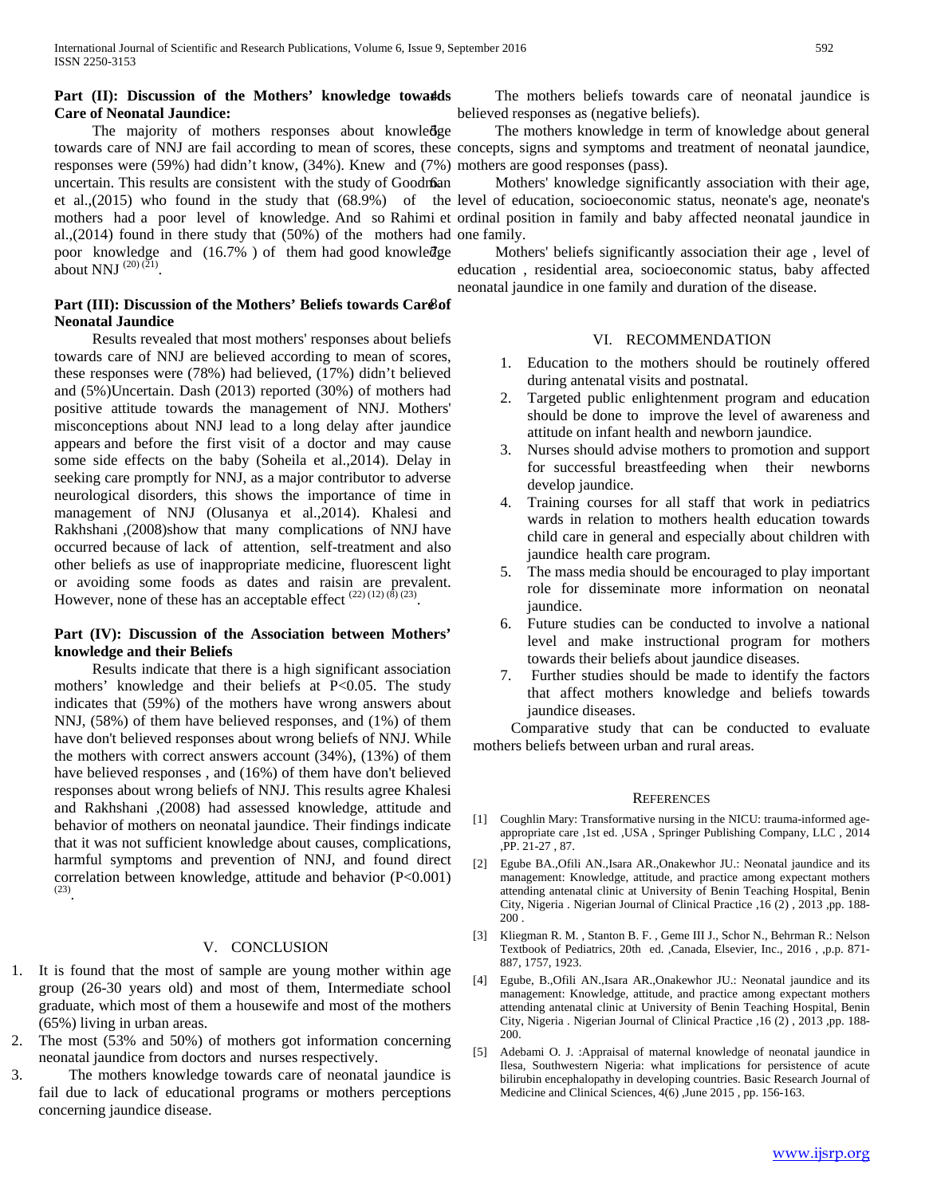**Part (II): Discussion of the Mothers' knowledge towards Care of Neonatal Jaundice:**

The majority of mothers responses about knowledge towards care of NNJ are fail according to mean of scores, these responses were (59%) had didn't know, (34%). Knew and (7%) uncertain. This results are consistent with the study of Goodman et al.,(2015) who found in the study that (68.9%) of the mothers had a poor level of knowledge. And so Rahimi et al.,(2014) found in there study that (50%) of the mothers had poor knowledge and (16.7% ) of them had good knowledge about NNJ [(20) (21)].

**Part (III): Discussion of the Mothers' Beliefs towards Care of Neonatal Jaundice**

Results revealed that most mothers' responses about beliefs towards care of NNJ are believed according to mean of scores, these responses were (78%) had believed, (17%) didn't believed and (5%)Uncertain. Dash (2013) reported (30%) of mothers had positive attitude towards the management of NNJ. Mothers' misconceptions about NNJ lead to a long delay after jaundice appears and before the first visit of a doctor and may cause some side effects on the baby (Soheila et al.,2014). Delay in seeking care promptly for NNJ, as a major contributor to adverse neurological disorders, this shows the importance of time in management of NNJ (Olusanya et al.,2014). Khalesi and Rakhshani ,(2008)show that many complications of NNJ have occurred because of lack of attention, self-treatment and also other beliefs as use of inappropriate medicine, fluorescent light or avoiding some foods as dates and raisin are prevalent. However, none of these has an acceptable effect [(22) (12) (8) (23)].

**Part (IV): Discussion of the Association between Mothers' knowledge and their Beliefs**

Results indicate that there is a high significant association mothers' knowledge and their beliefs at $P<0.05$. The study indicates that (59%) of the mothers have wrong answers about NNJ, (58%) of them have believed responses, and (1%) of them have don't believed responses about wrong beliefs of NNJ. While the mothers with correct answers account (34%), (13%) of them have believed responses , and (16%) of them have don't believed responses about wrong beliefs of NNJ. This results agree Khalesi and Rakhshani ,(2008) had assessed knowledge, attitude and behavior of mothers on neonatal jaundice. Their findings indicate that it was not sufficient knowledge about causes, complications, harmful symptoms and prevention of NNJ, and found direct correlation between knowledge, attitude and behavior ($P<0.001$) [(23)].

## V. CONCLUSION

1. It is found that the most of sample are young mother within age group (26-30 years old) and most of them, Intermediate school graduate, which most of them a housewife and most of the mothers (65%) living in urban areas.
2. The most (53% and 50%) of mothers got information concerning neonatal jaundice from doctors and nurses respectively.
3. The mothers knowledge towards care of neonatal jaundice is fail due to lack of educational programs or mothers perceptions concerning jaundice disease.
4. The mothers beliefs towards care of neonatal jaundice is believed responses as (negative beliefs).
5. The mothers knowledge in term of knowledge about general concepts, signs and symptoms and treatment of neonatal jaundice, mothers are good responses (pass).
6. Mothers' knowledge significantly association with their age, level of education, socioeconomic status, neonate's age, neonate's ordinal position in family and baby affected neonatal jaundice in one family.
7. Mothers' beliefs significantly association their age , level of education , residential area, socioeconomic status, baby affected neonatal jaundice in one family and duration of the disease.

## VI. RECOMMENDATION

1. Education to the mothers should be routinely offered during antenatal visits and postnatal.
2. Targeted public enlightenment program and education should be done to improve the level of awareness and attitude on infant health and newborn jaundice.
3. Nurses should advise mothers to promotion and support for successful breastfeeding when their newborns develop jaundice.
4. Training courses for all staff that work in pediatrics wards in relation to mothers health education towards child care in general and especially about children with jaundice health care program.
5. The mass media should be encouraged to play important role for disseminate more information on neonatal jaundice.
6. Future studies can be conducted to involve a national level and make instructional program for mothers towards their beliefs about jaundice diseases.
7. Further studies should be made to identify the factors that affect mothers knowledge and beliefs towards jaundice diseases.

Comparative study that can be conducted to evaluate mothers beliefs between urban and rural areas.

## REFERENCES

[1] Coughlin Mary: Transformative nursing in the NICU: trauma-informed age-appropriate care ,1st ed. ,USA , Springer Publishing Company, LLC , 2014 ,PP. 21-27 , 87.

[2] Egube BA.,Ofili AN.,Isara AR.,Onakewhor JU.: Neonatal jaundice and its management: Knowledge, attitude, and practice among expectant mothers attending antenatal clinic at University of Benin Teaching Hospital, Benin City, Nigeria . Nigerian Journal of Clinical Practice ,16 (2) , 2013 ,pp. 188-200 .

[3] Kliegman R. M. , Stanton B. F. , Geme III J., Schor N., Behrman R.: Nelson Textbook of Pediatrics, 20th ed. ,Canada, Elsevier, Inc., 2016 , ,p.p. 871-887, 1757, 1923.

[4] Egube, B.,Ofili AN.,Isara AR.,Onakewhor JU.: Neonatal jaundice and its management: Knowledge, attitude, and practice among expectant mothers attending antenatal clinic at University of Benin Teaching Hospital, Benin City, Nigeria . Nigerian Journal of Clinical Practice ,16 (2) , 2013 ,pp. 188-200.

[5] Adebami O. J. :Appraisal of maternal knowledge of neonatal jaundice in Ilesa, Southwestern Nigeria: what implications for persistence of acute bilirubin encephalopathy in developing countries. Basic Research Journal of Medicine and Clinical Sciences, 4(6) ,June 2015 , pp. 156-163.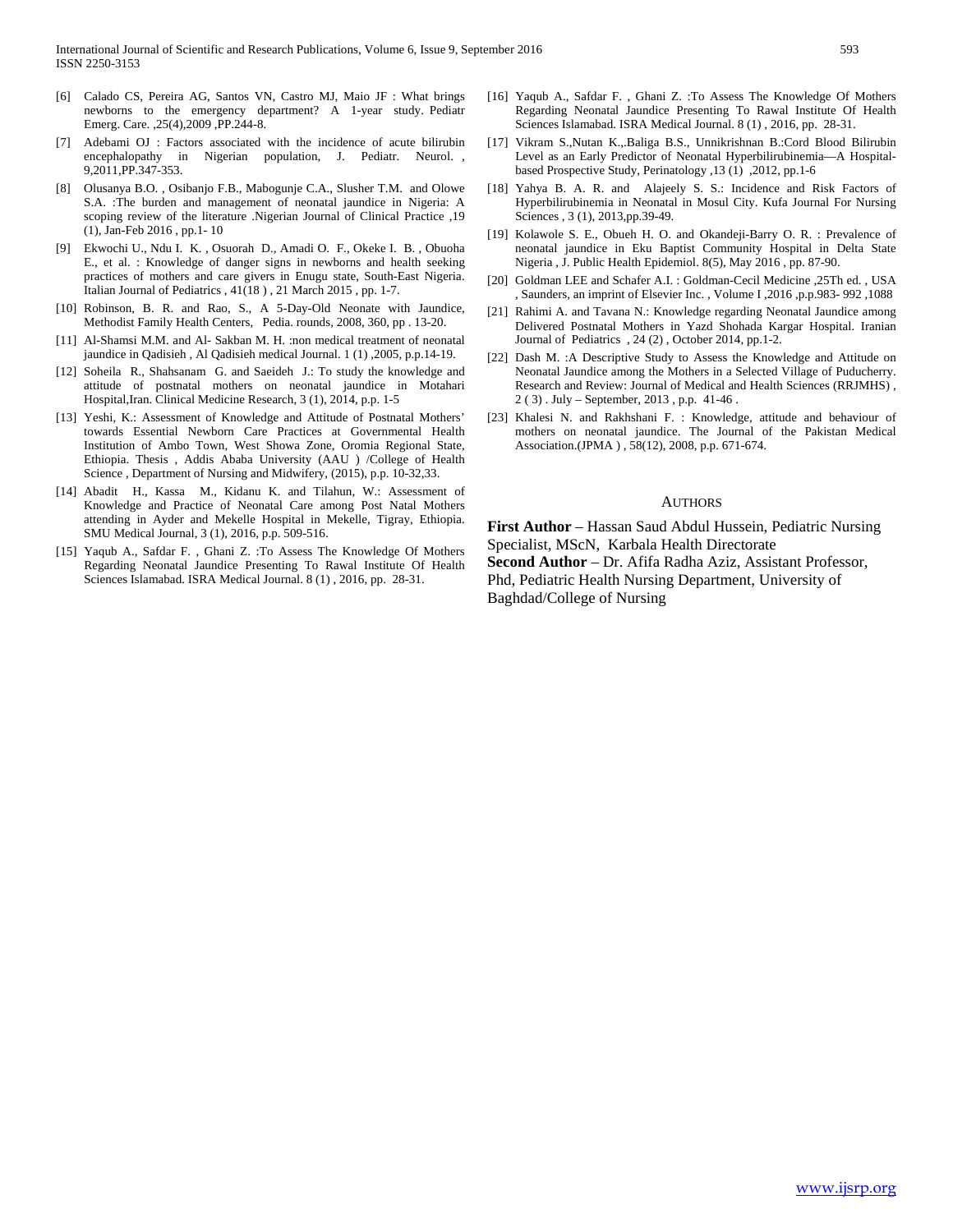[6] Calado CS, Pereira AG, Santos VN, Castro MJ, Maio JF : What brings newborns to the emergency department? A 1-year study. Pediatr Emerg. Care. ,25(4),2009 ,PP.244-8.

[7] Adebami OJ : Factors associated with the incidence of acute bilirubin encephalopathy in Nigerian population, J. Pediatr. Neurol. , 9,2011,PP.347-353.

[8] Olusanya B.O. , Osibanjo F.B., Mabogunje C.A., Slusher T.M. and Olowe S.A. :The burden and management of neonatal jaundice in Nigeria: A scoping review of the literature .Nigerian Journal of Clinical Practice ,19 (1), Jan-Feb 2016 , pp.1- 10

[9] Ekwochi U., Ndu I. K. , Osuorah D., Amadi O. F., Okeke I. B. , Obuoha E., et al. : Knowledge of danger signs in newborns and health seeking practices of mothers and care givers in Enugu state, South-East Nigeria. Italian Journal of Pediatrics , 41(18 ) , 21 March 2015 , pp. 1-7.

[10] Robinson, B. R. and Rao, S., A 5-Day-Old Neonate with Jaundice, Methodist Family Health Centers, Pedia. rounds, 2008, 360, pp . 13-20.

[11] Al-Shamsi M.M. and Al- Sakban M. H. :non medical treatment of neonatal jaundice in Qadisieh , Al Qadisieh medical Journal. 1 (1) ,2005, p.p.14-19.

[12] Soheila R., Shahsanam G. and Saeideh J.: To study the knowledge and attitude of postnatal mothers on neonatal jaundice in Motahari Hospital,Iran. Clinical Medicine Research, 3 (1), 2014, p.p. 1-5

[13] Yeshi, K.: Assessment of Knowledge and Attitude of Postnatal Mothers' towards Essential Newborn Care Practices at Governmental Health Institution of Ambo Town, West Showa Zone, Oromia Regional State, Ethiopia. Thesis , Addis Ababa University (AAU ) /College of Health Science , Department of Nursing and Midwifery, (2015), p.p. 10-32,33.

[14] Abadit H., Kassa M., Kidanu K. and Tilahun, W.: Assessment of Knowledge and Practice of Neonatal Care among Post Natal Mothers attending in Ayder and Mekelle Hospital in Mekelle, Tigray, Ethiopia. SMU Medical Journal, 3 (1), 2016, p.p. 509-516.

[15] Yaqub A., Safdar F. , Ghani Z. :To Assess The Knowledge Of Mothers Regarding Neonatal Jaundice Presenting To Rawal Institute Of Health Sciences Islamabad. ISRA Medical Journal. 8 (1) , 2016, pp. 28-31.

[16] Yaqub A., Safdar F. , Ghani Z. :To Assess The Knowledge Of Mothers Regarding Neonatal Jaundice Presenting To Rawal Institute Of Health Sciences Islamabad. ISRA Medical Journal. 8 (1) , 2016, pp. 28-31.

[17] Vikram S.,Nutan K.,.Baliga B.S., Unnikrishnan B.:Cord Blood Bilirubin Level as an Early Predictor of Neonatal Hyperbilirubinemia—A Hospital-based Prospective Study, Perinatology ,13 (1) ,2012, pp.1-6

[18] Yahya B. A. R. and Alajeely S. S.: Incidence and Risk Factors of Hyperbilirubinemia in Neonatal in Mosul City. Kufa Journal For Nursing Sciences , 3 (1), 2013,pp.39-49.

[19] Kolawole S. E., Obueh H. O. and Okandeji-Barry O. R. : Prevalence of neonatal jaundice in Eku Baptist Community Hospital in Delta State Nigeria , J. Public Health Epidemiol. 8(5), May 2016 , pp. 87-90.

[20] Goldman LEE and Schafer A.I. : Goldman-Cecil Medicine ,25Th ed. , USA , Saunders, an imprint of Elsevier Inc. , Volume I ,2016 ,p.p.983- 992 ,1088

[21] Rahimi A. and Tavana N.: Knowledge regarding Neonatal Jaundice among Delivered Postnatal Mothers in Yazd Shohada Kargar Hospital. Iranian Journal of Pediatrics , 24 (2) , October 2014, pp.1-2.

[22] Dash M. :A Descriptive Study to Assess the Knowledge and Attitude on Neonatal Jaundice among the Mothers in a Selected Village of Puducherry. Research and Review: Journal of Medical and Health Sciences (RRJMHS) , 2 ( 3) . July – September, 2013 , p.p. 41-46 .

[23] Khalesi N. and Rakhshani F. : Knowledge, attitude and behaviour of mothers on neonatal jaundice. The Journal of the Pakistan Medical Association.(JPMA ) , 58(12), 2008, p.p. 671-674.

## Authors

**First Author** – Hassan Saud Abdul Hussein, Pediatric Nursing Specialist, MScN, Karbala Health Directorate

**Second Author** – Dr. Afifa Radha Aziz, Assistant Professor, Phd, Pediatric Health Nursing Department, University of Baghdad/College of Nursing